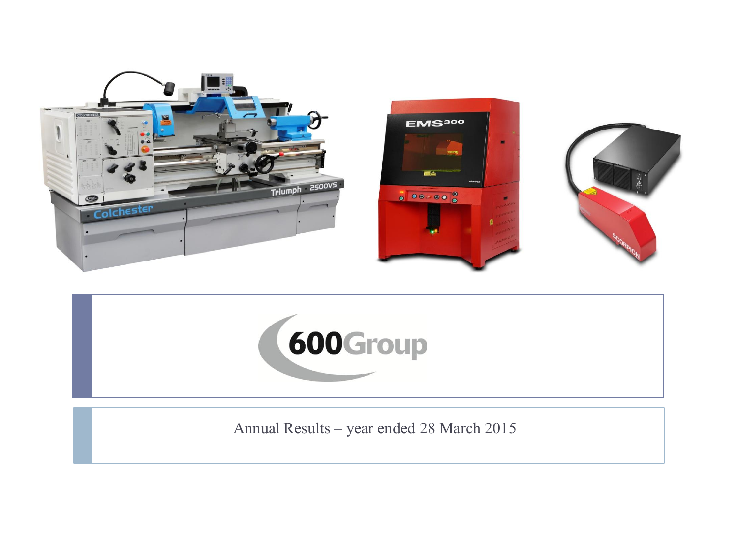# 600 Group

Annual Results – year ended 28 March 2015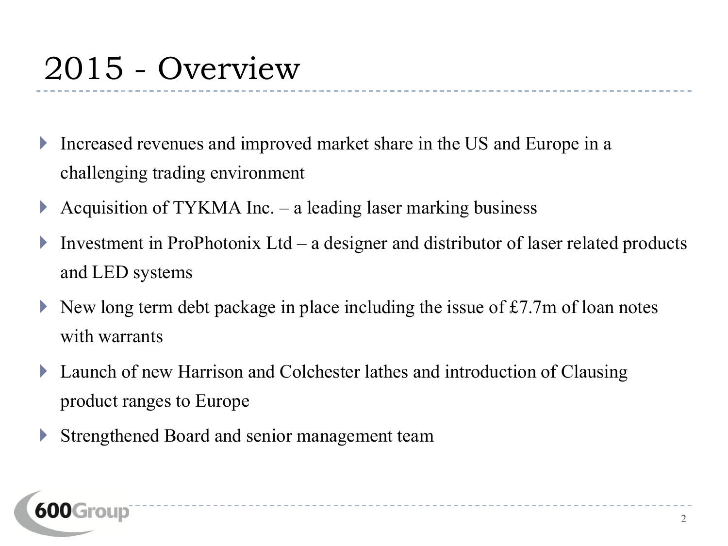# 2015 - Overview

- Increased revenues and improved market share in the US and Europe in a challenging trading environment
- Acquisition of TYKMA Inc. – a leading laser marking business
- Investment in ProPhotonix Ltd – a designer and distributor of laser related products and LED systems
- New long term debt package in place including the issue of £7.7m of loan notes with warrants
- Launch of new Harrison and Colchester lathes and introduction of Clausing product ranges to Europe
- Strengthened Board and senior management team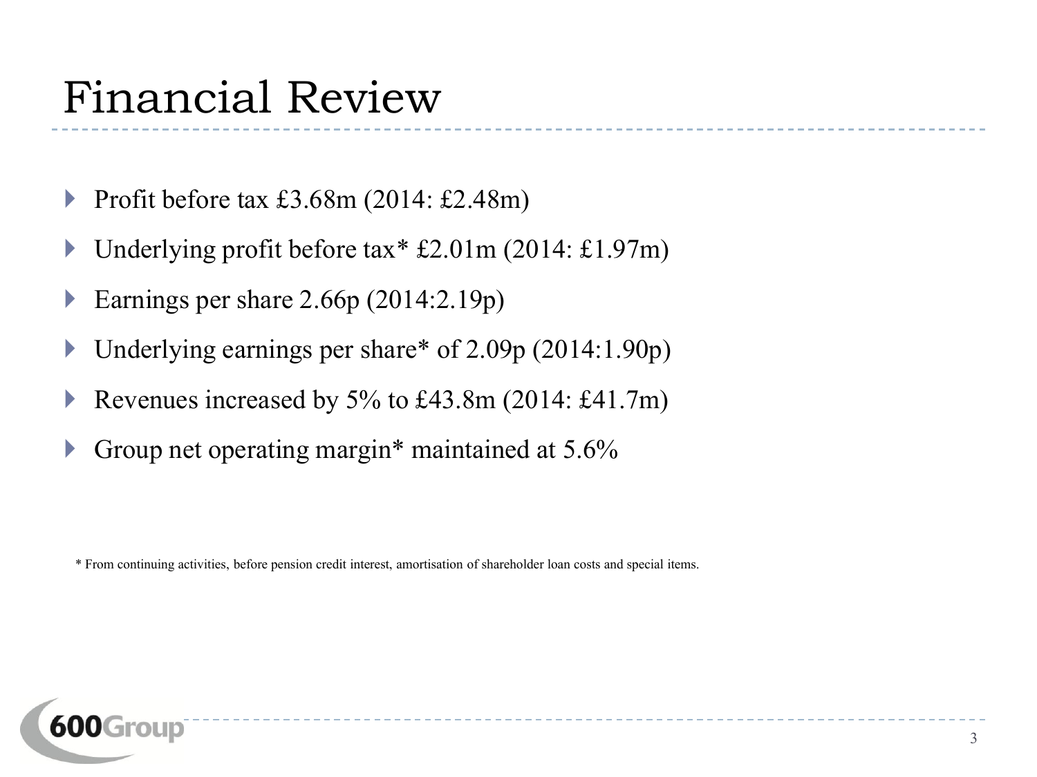# Financial Review

- Profit before tax £3.68m (2014: £2.48m)
- Underlying profit before tax* £2.01m (2014: £1.97m)
- Earnings per share 2.66p (2014:2.19p)
- Underlying earnings per share* of 2.09p (2014:1.90p)
- Revenues increased by 5% to £43.8m (2014: £41.7m)
- Group net operating margin* maintained at 5.6%

* From continuing activities, before pension credit interest, amortisation of shareholder loan costs and special items.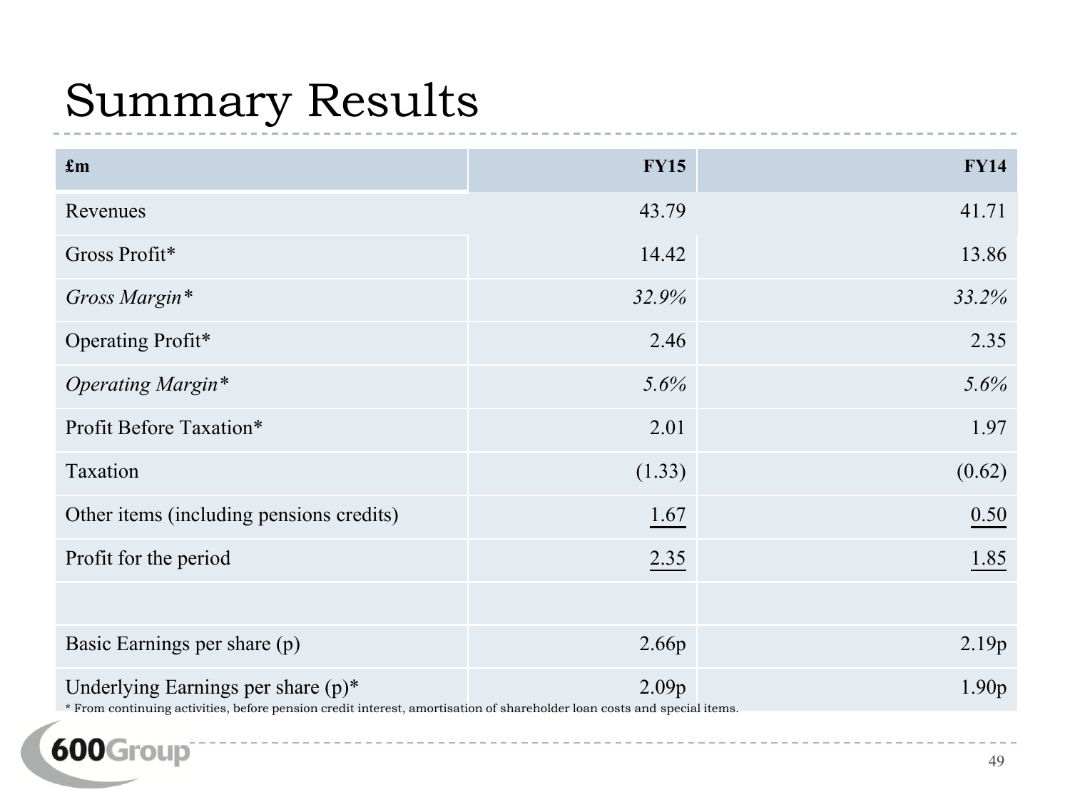# Summary Results

| £m | FY15 | FY14 |
|---|---|---|
| Revenues | 43.79 | 41.71 |
| Gross Profit* | 14.42 | 13.86 |
| *Gross Margin** | *32.9%* | *33.2%* |
| Operating Profit* | 2.46 | 2.35 |
| *Operating Margin** | *5.6%* | *5.6%* |
| Profit Before Taxation* | 2.01 | 1.97 |
| Taxation | (1.33) | (0.62) |
| Other items (including pensions credits) | 1.67 | 0.50 |
| Profit for the period | 2.35 | 1.85 |
| | | |
| Basic Earnings per share (p) | 2.66p | 2.19p |
| Underlying Earnings per share (p)* | 2.09p | 1.90p |

* From continuing activities, before pension credit interest, amortisation of shareholder loan costs and special items.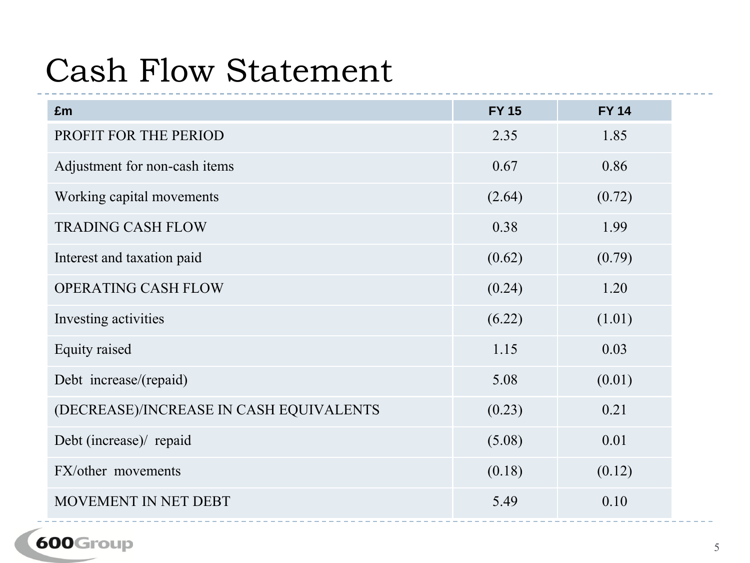# Cash Flow Statement

| £m | FY 15 | FY 14 |
|---|---|---|
| PROFIT FOR THE PERIOD | 2.35 | 1.85 |
| Adjustment for non-cash items | 0.67 | 0.86 |
| Working capital movements | (2.64) | (0.72) |
| TRADING CASH FLOW | 0.38 | 1.99 |
| Interest and taxation paid | (0.62) | (0.79) |
| OPERATING CASH FLOW | (0.24) | 1.20 |
| Investing activities | (6.22) | (1.01) |
| Equity raised | 1.15 | 0.03 |
| Debt increase/(repaid) | 5.08 | (0.01) |
| (DECREASE)/INCREASE IN CASH EQUIVALENTS | (0.23) | 0.21 |
| Debt (increase)/ repaid | (5.08) | 0.01 |
| FX/other movements | (0.18) | (0.12) |
| MOVEMENT IN NET DEBT | 5.49 | 0.10 |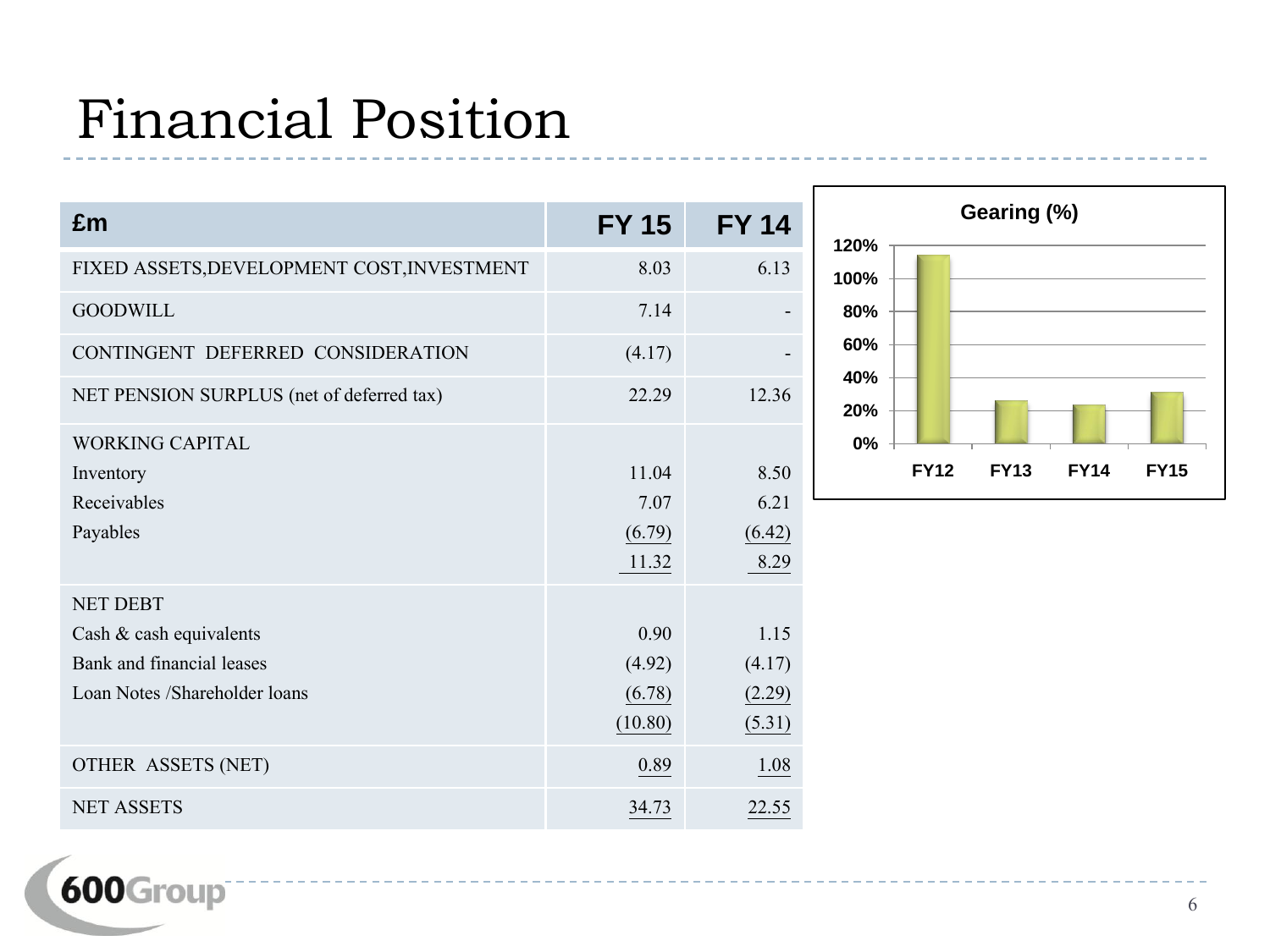# Financial Position

| £m | FY 15 | FY 14 |
|---|---|---|
| FIXED ASSETS,DEVELOPMENT COST,INVESTMENT | 8.03 | 6.13 |
| GOODWILL | 7.14 | - |
| CONTINGENT DEFERRED CONSIDERATION | (4.17) | - |
| NET PENSION SURPLUS (net of deferred tax) | 22.29 | 12.36 |
| WORKING CAPITAL | | |
| Inventory | 11.04 | 8.50 |
| Receivables | 7.07 | 6.21 |
| Payables | (6.79) | (6.42) |
| | 11.32 | 8.29 |
| NET DEBT | | |
| Cash & cash equivalents | 0.90 | 1.15 |
| Bank and financial leases | (4.92) | (4.17) |
| Loan Notes /Shareholder loans | (6.78) | (2.29) |
| | (10.80) | (5.31) |
| OTHER ASSETS (NET) | 0.89 | 1.08 |
| NET ASSETS | 34.73 | 22.55 |

**Gearing (%)**

| | FY12 | FY13 | FY14 | FY15 |
|---|---|---|---|---|
| Gearing (%) | ~114% | ~26% | ~23% | ~31% |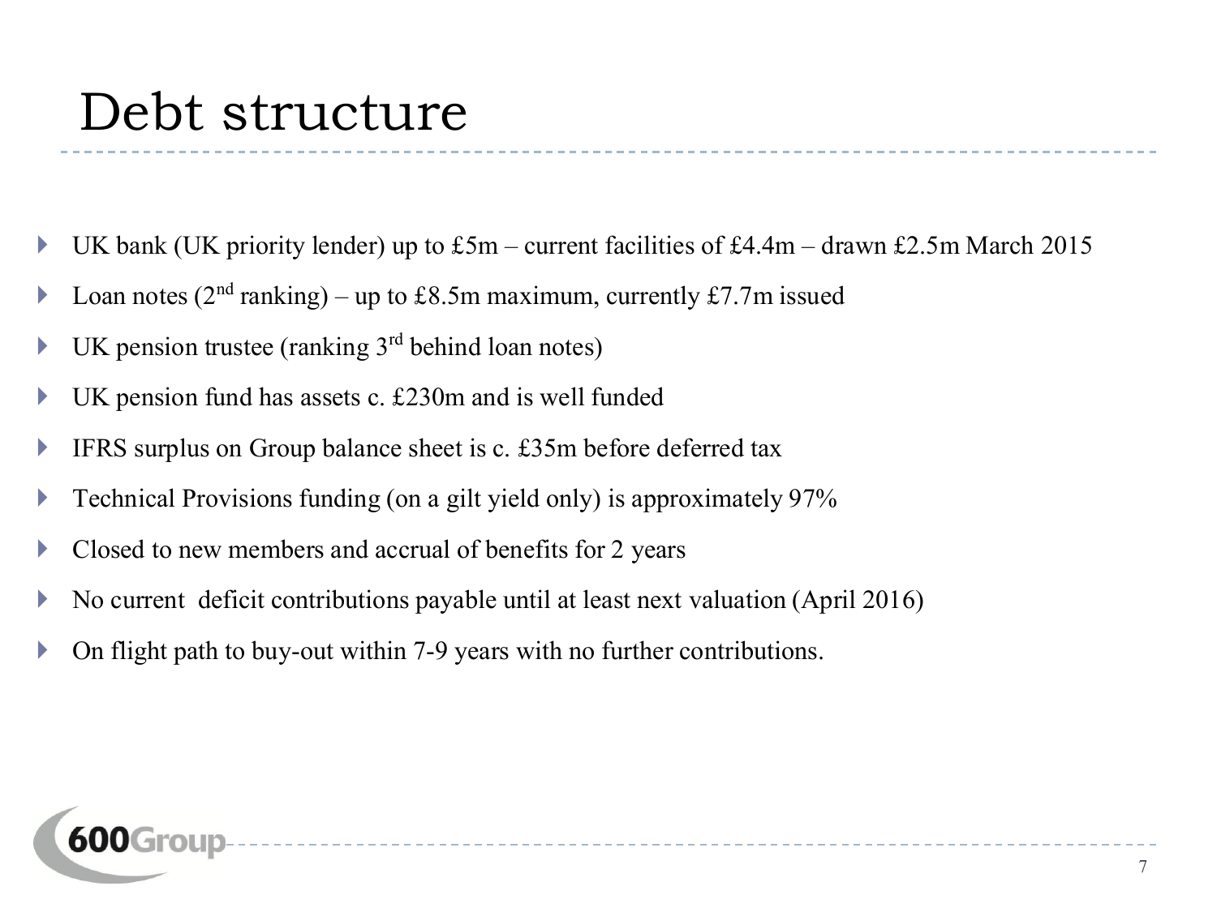# Debt structure

- UK bank (UK priority lender) up to £5m – current facilities of £4.4m – drawn £2.5m March 2015
- Loan notes (2nd ranking) – up to £8.5m maximum, currently £7.7m issued
- UK pension trustee (ranking 3rd behind loan notes)
- UK pension fund has assets c. £230m and is well funded
- IFRS surplus on Group balance sheet is c. £35m before deferred tax
- Technical Provisions funding (on a gilt yield only) is approximately 97%
- Closed to new members and accrual of benefits for 2 years
- No current deficit contributions payable until at least next valuation (April 2016)
- On flight path to buy-out within 7-9 years with no further contributions.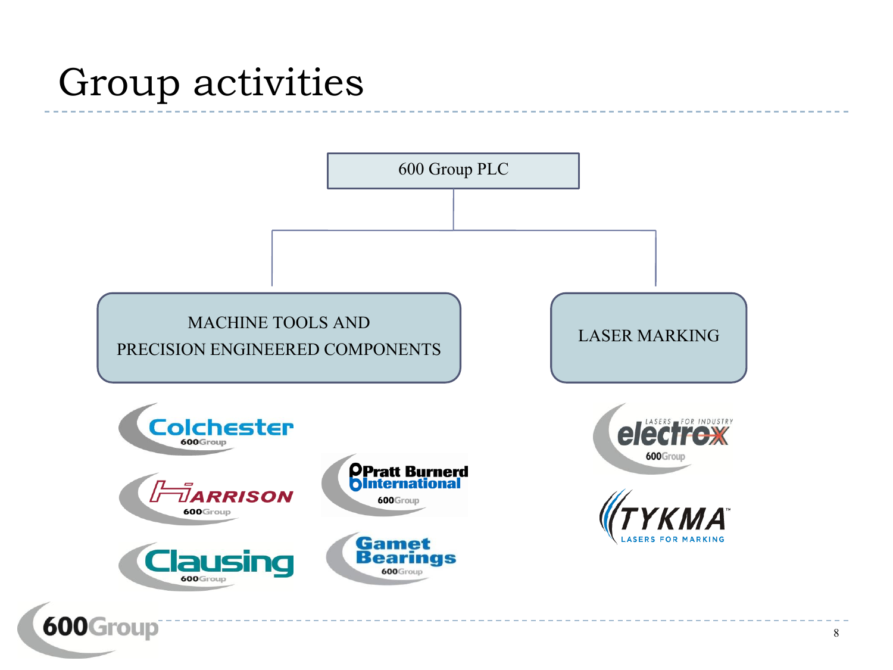# Group activities

600 Group PLC

- **MACHINE TOOLS AND PRECISION ENGINEERED COMPONENTS**
  - Colchester 600 Group
  - Harrison 600 Group
  - Clausing 600 Group
  - Pratt Burnerd International 600 Group
  - Gamet Bearings 600 Group
- **LASER MARKING**
  - Electrox – Lasers for Industry – 600 Group
  - TYKMA – Lasers for Marking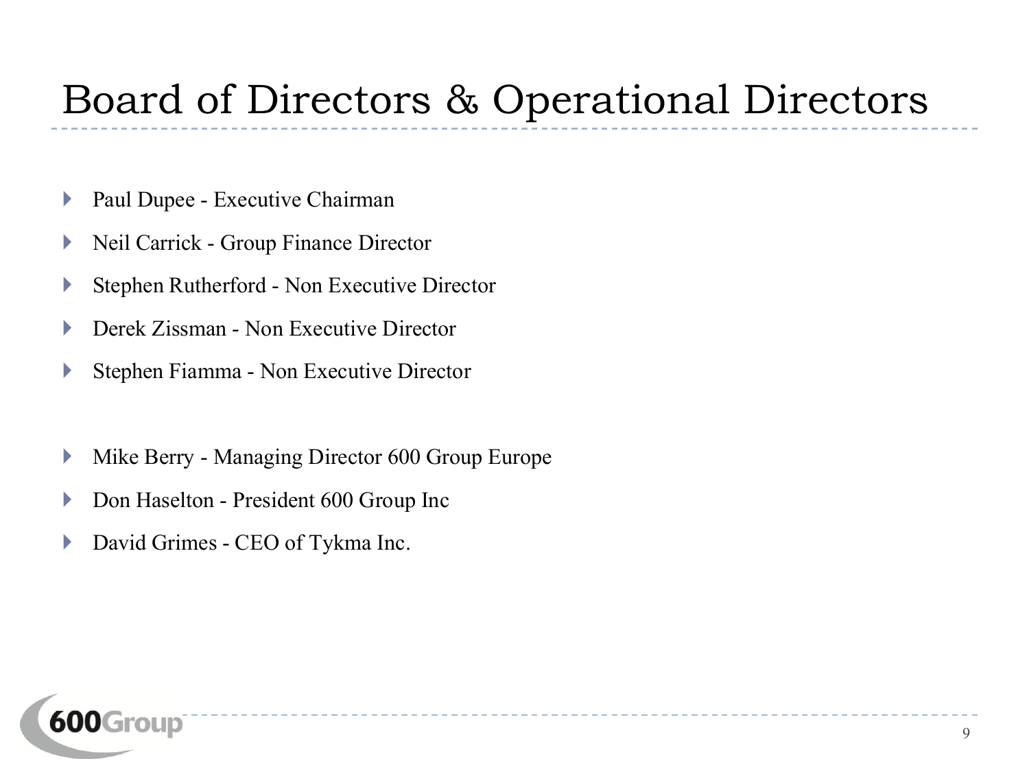# Board of Directors & Operational Directors

- Paul Dupee - Executive Chairman
- Neil Carrick - Group Finance Director
- Stephen Rutherford - Non Executive Director
- Derek Zissman - Non Executive Director
- Stephen Fiamma - Non Executive Director

- Mike Berry - Managing Director 600 Group Europe
- Don Haselton - President 600 Group Inc
- David Grimes - CEO of Tykma Inc.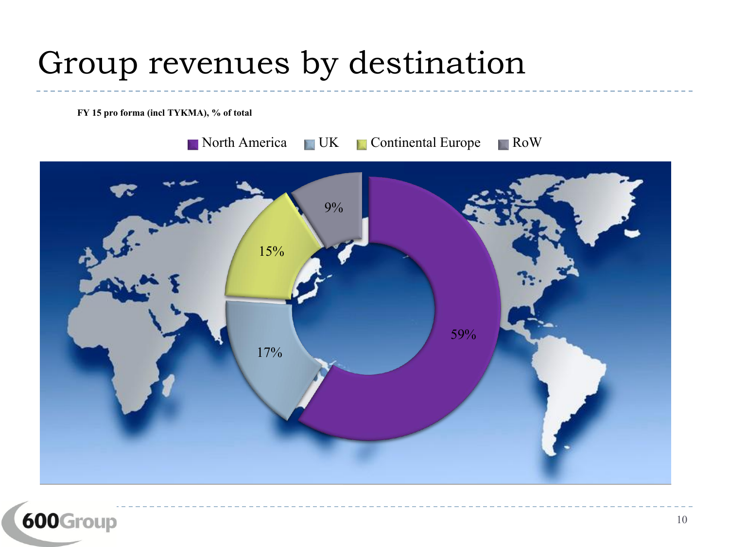# Group revenues by destination

**FY 15 pro forma (incl TYKMA), % of total**

| Region | % of total |
| --- | --- |
| North America | 59% |
| UK | 17% |
| Continental Europe | 15% |
| RoW | 9% |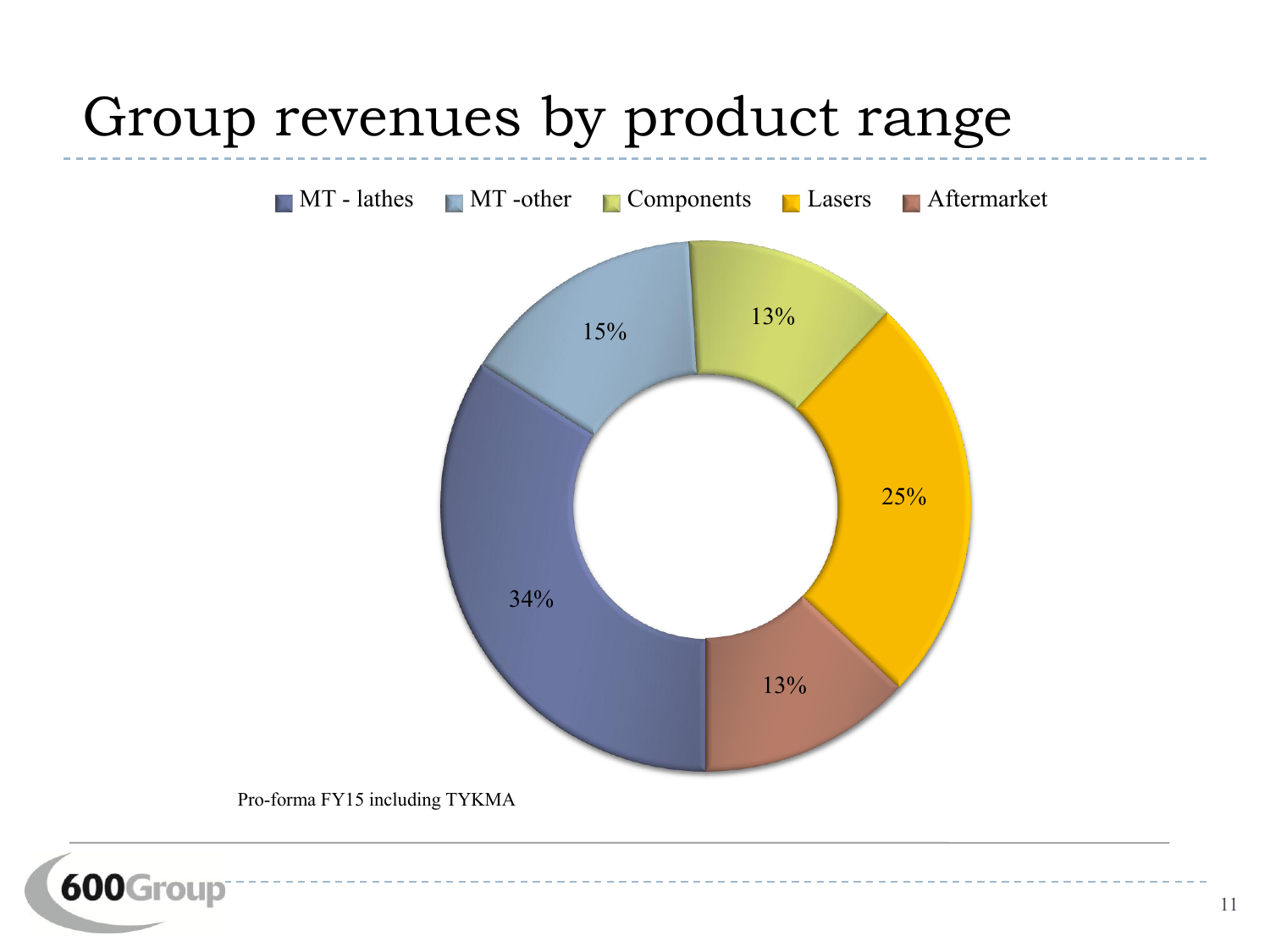# Group revenues by product range

| Product range | Share |
| --- | --- |
| MT - lathes | 34% |
| MT -other | 15% |
| Components | 13% |
| Lasers | 25% |
| Aftermarket | 13% |

Pro-forma FY15 including TYKMA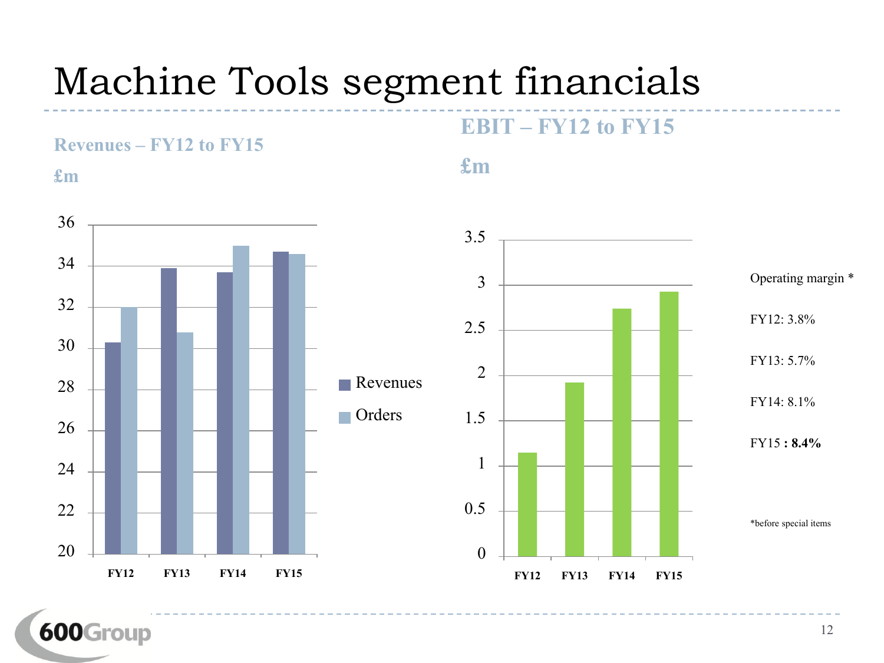# Machine Tools segment financials

**Revenues – FY12 to FY15**

**£m**

| | Revenues | Orders |
|---|---|---|
| FY12 | | |
| FY13 | | |
| FY14 | | |
| FY15 | | |

**EBIT – FY12 to FY15**

**£m**

Operating margin *

FY12: 3.8%

FY13: 5.7%

FY14: 8.1%

FY15 **: 8.4%**

*before special items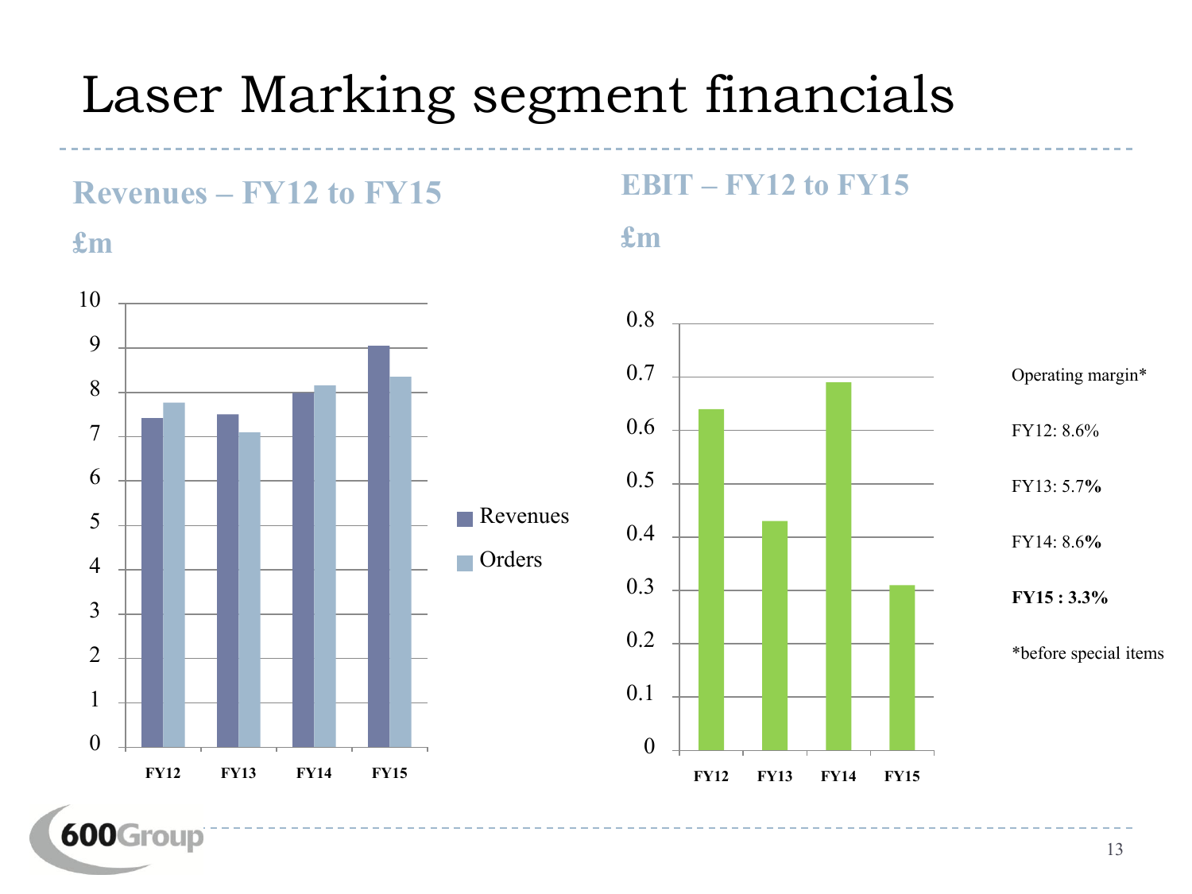# Laser Marking segment financials

## Revenues – FY12 to FY15

£m

Legend: Revenues, Orders

FY12, FY13, FY14, FY15

## EBIT – FY12 to FY15

£m

FY12, FY13, FY14, FY15

Operating margin*

FY12: 8.6%

FY13: 5.7%

FY14: 8.6%

**FY15 : 3.3%**

*before special items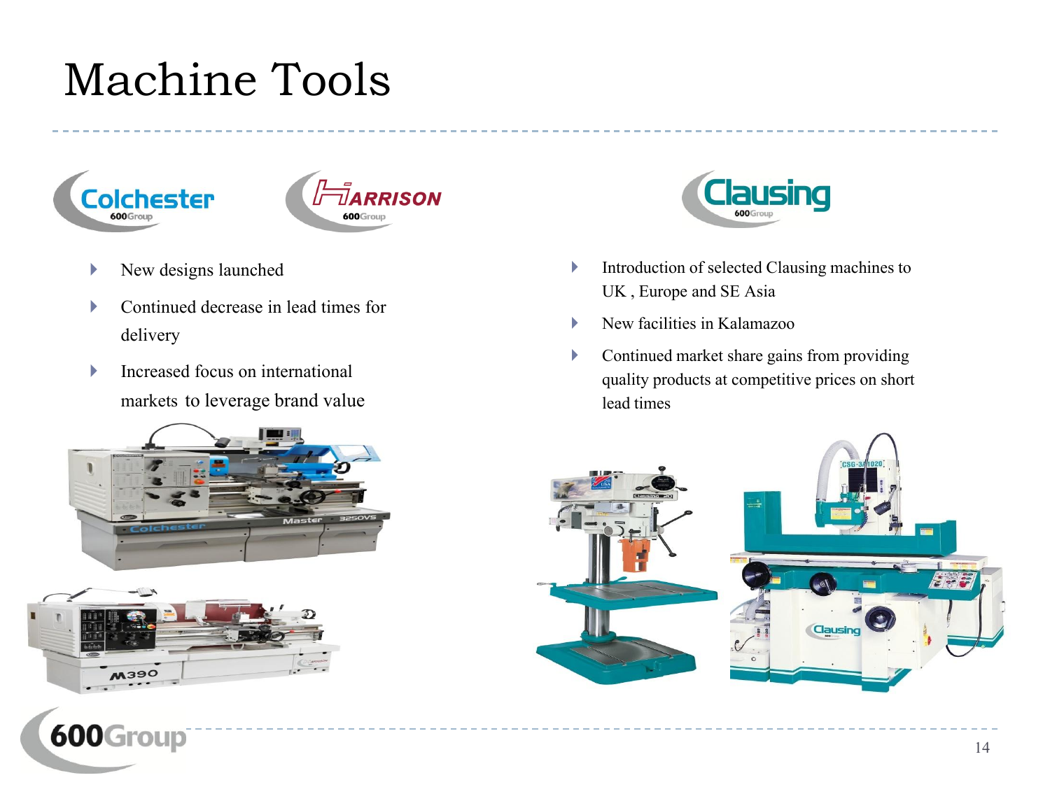# Machine Tools

Colchester 600Group

Harrison 600Group

- New designs launched
- Continued decrease in lead times for delivery
- Increased focus on international markets to leverage brand value

Clausing 600Group

- Introduction of selected Clausing machines to UK , Europe and SE Asia
- New facilities in Kalamazoo
- Continued market share gains from providing quality products at competitive prices on short lead times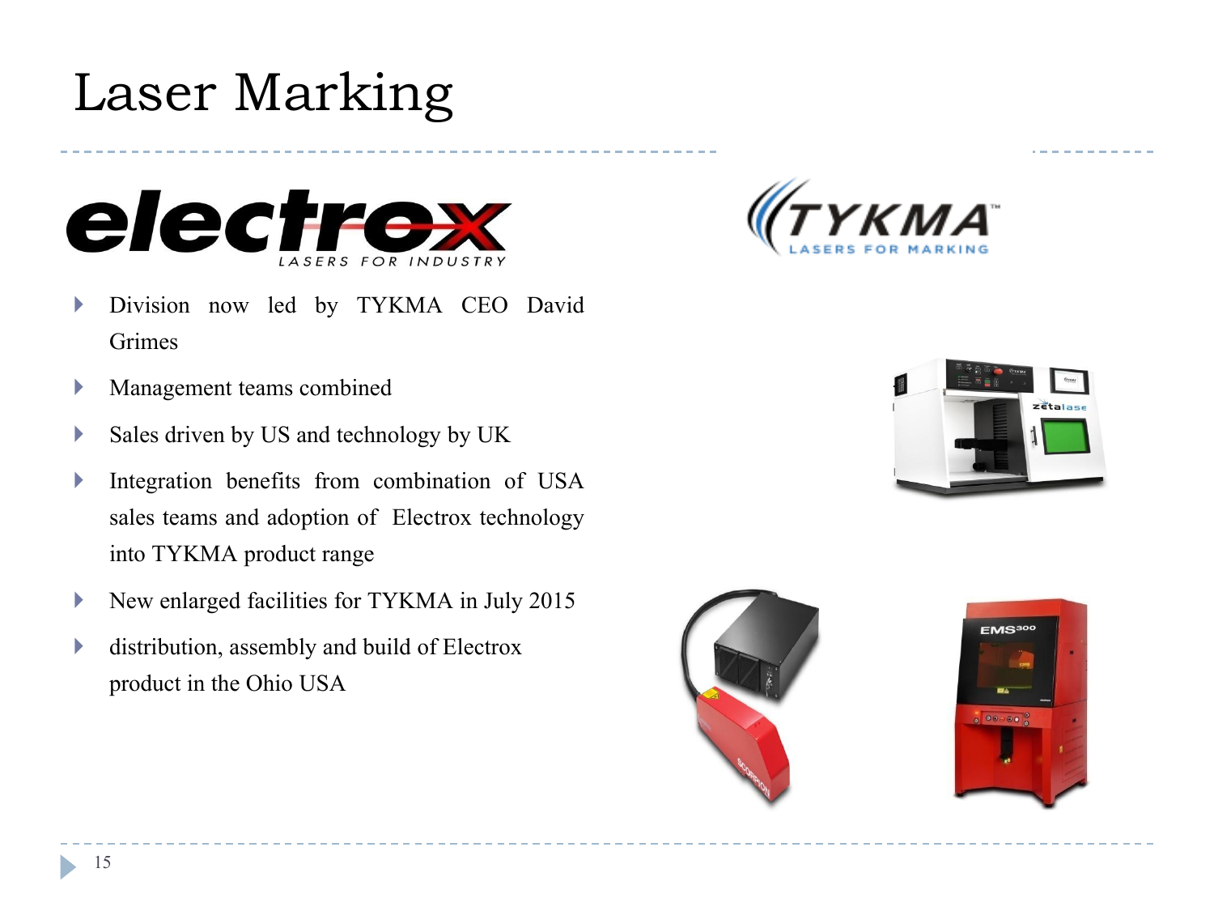# Laser Marking

- Division now led by TYKMA CEO David Grimes
- Management teams combined
- Sales driven by US and technology by UK
- Integration benefits from combination of USA sales teams and adoption of Electrox technology into TYKMA product range
- New enlarged facilities for TYKMA in July 2015
- distribution, assembly and build of Electrox product in the Ohio USA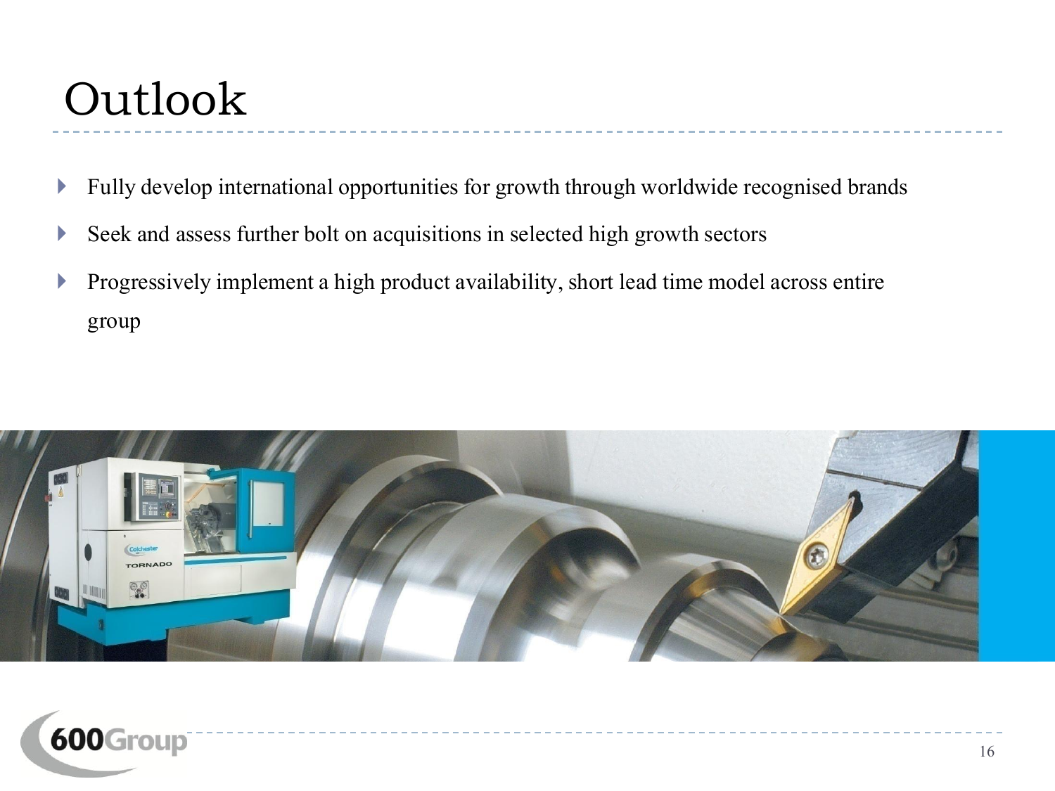# Outlook

- Fully develop international opportunities for growth through worldwide recognised brands
- Seek and assess further bolt on acquisitions in selected high growth sectors
- Progressively implement a high product availability, short lead time model across entire group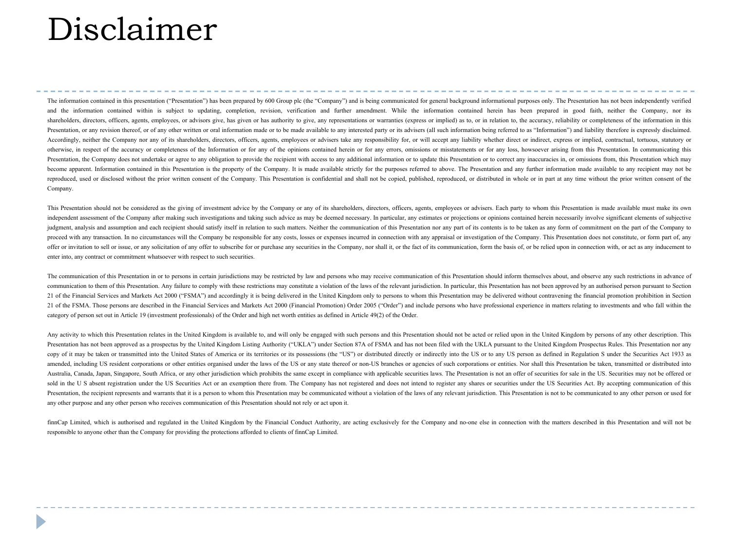# Disclaimer

The information contained in this presentation ("Presentation") has been prepared by 600 Group plc (the "Company") and is being communicated for general background informational purposes only. The Presentation has not been independently verified and the information contained within is subject to updating, completion, revision, verification and further amendment. While the information contained herein has been prepared in good faith, neither the Company, nor its shareholders, directors, officers, agents, employees, or advisors give, has given or has authority to give, any representations or warranties (express or implied) as to, or in relation to, the accuracy, reliability or completeness of the information in this Presentation, or any revision thereof, or of any other written or oral information made or to be made available to any interested party or its advisers (all such information being referred to as "Information") and liability therefore is expressly disclaimed. Accordingly, neither the Company nor any of its shareholders, directors, officers, agents, employees or advisers take any responsibility for, or will accept any liability whether direct or indirect, express or implied, contractual, tortuous, statutory or otherwise, in respect of the accuracy or completeness of the Information or for any of the opinions contained herein or for any errors, omissions or misstatements or for any loss, howsoever arising from this Presentation. In communicating this Presentation, the Company does not undertake or agree to any obligation to provide the recipient with access to any additional information or to update this Presentation or to correct any inaccuracies in, or omissions from, this Presentation which may become apparent. Information contained in this Presentation is the property of the Company. It is made available strictly for the purposes referred to above. The Presentation and any further information made available to any recipient may not be reproduced, used or disclosed without the prior written consent of the Company. This Presentation is confidential and shall not be copied, published, reproduced, or distributed in whole or in part at any time without the prior written consent of the Company.

This Presentation should not be considered as the giving of investment advice by the Company or any of its shareholders, directors, officers, agents, employees or advisers. Each party to whom this Presentation is made available must make its own independent assessment of the Company after making such investigations and taking such advice as may be deemed necessary. In particular, any estimates or projections or opinions contained herein necessarily involve significant elements of subjective judgment, analysis and assumption and each recipient should satisfy itself in relation to such matters. Neither the communication of this Presentation nor any part of its contents is to be taken as any form of commitment on the part of the Company to proceed with any transaction. In no circumstances will the Company be responsible for any costs, losses or expenses incurred in connection with any appraisal or investigation of the Company. This Presentation does not constitute, or form part of, any offer or invitation to sell or issue, or any solicitation of any offer to subscribe for or purchase any securities in the Company, nor shall it, or the fact of its communication, form the basis of, or be relied upon in connection with, or act as any inducement to enter into, any contract or commitment whatsoever with respect to such securities.

The communication of this Presentation in or to persons in certain jurisdictions may be restricted by law and persons who may receive communication of this Presentation should inform themselves about, and observe any such restrictions in advance of communication to them of this Presentation. Any failure to comply with these restrictions may constitute a violation of the laws of the relevant jurisdiction. In particular, this Presentation has not been approved by an authorised person pursuant to Section 21 of the Financial Services and Markets Act 2000 ("FSMA") and accordingly it is being delivered in the United Kingdom only to persons to whom this Presentation may be delivered without contravening the financial promotion prohibition in Section 21 of the FSMA. Those persons are described in the Financial Services and Markets Act 2000 (Financial Promotion) Order 2005 ("Order") and include persons who have professional experience in matters relating to investments and who fall within the category of person set out in Article 19 (investment professionals) of the Order and high net worth entities as defined in Article 49(2) of the Order.

Any activity to which this Presentation relates in the United Kingdom is available to, and will only be engaged with such persons and this Presentation should not be acted or relied upon in the United Kingdom by persons of any other description. This Presentation has not been approved as a prospectus by the United Kingdom Listing Authority ("UKLA") under Section 87A of FSMA and has not been filed with the UKLA pursuant to the United Kingdom Prospectus Rules. This Presentation nor any copy of it may be taken or transmitted into the United States of America or its territories or its possessions (the "US") or distributed directly or indirectly into the US or to any US person as defined in Regulation S under the Securities Act 1933 as amended, including US resident corporations or other entities organised under the laws of the US or any state thereof or non-US branches or agencies of such corporations or entities. Nor shall this Presentation be taken, transmitted or distributed into Australia, Canada, Japan, Singapore, South Africa, or any other jurisdiction which prohibits the same except in compliance with applicable securities laws. The Presentation is not an offer of securities for sale in the US. Securities may not be offered or sold in the U S absent registration under the US Securities Act or an exemption there from. The Company has not registered and does not intend to register any shares or securities under the US Securities Act. By accepting communication of this Presentation, the recipient represents and warrants that it is a person to whom this Presentation may be communicated without a violation of the laws of any relevant jurisdiction. This Presentation is not to be communicated to any other person or used for any other purpose and any other person who receives communication of this Presentation should not rely or act upon it.

finnCap Limited, which is authorised and regulated in the United Kingdom by the Financial Conduct Authority, are acting exclusively for the Company and no-one else in connection with the matters described in this Presentation and will not be responsible to anyone other than the Company for providing the protections afforded to clients of finnCap Limited.